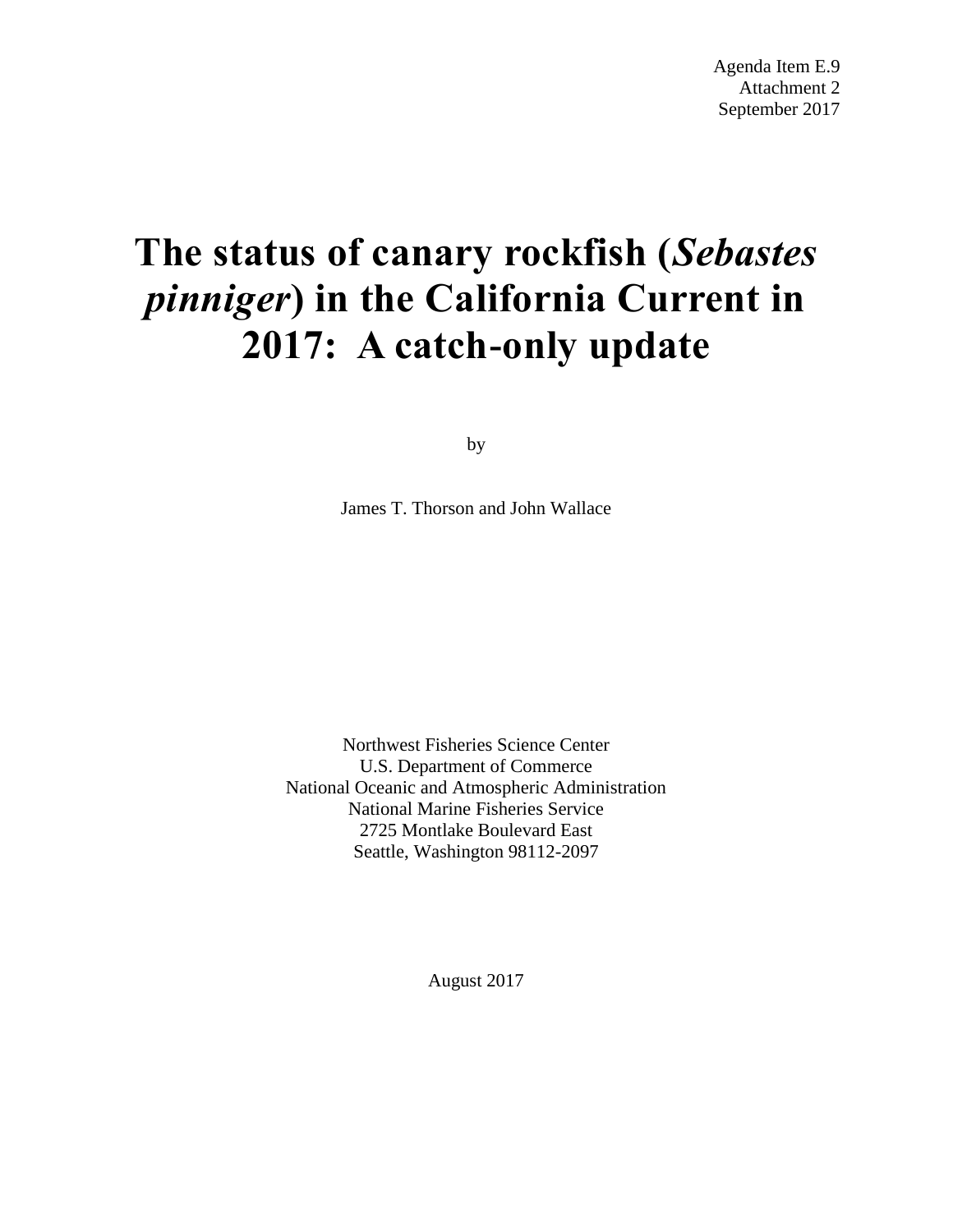Agenda Item E.9
Attachment 2
September 2017

# The status of canary rockfish (*Sebastes pinniger*) in the California Current in 2017: A catch-only update

by

James T. Thorson and John Wallace

Northwest Fisheries Science Center
U.S. Department of Commerce
National Oceanic and Atmospheric Administration
National Marine Fisheries Service
2725 Montlake Boulevard East
Seattle, Washington 98112-2097

August 2017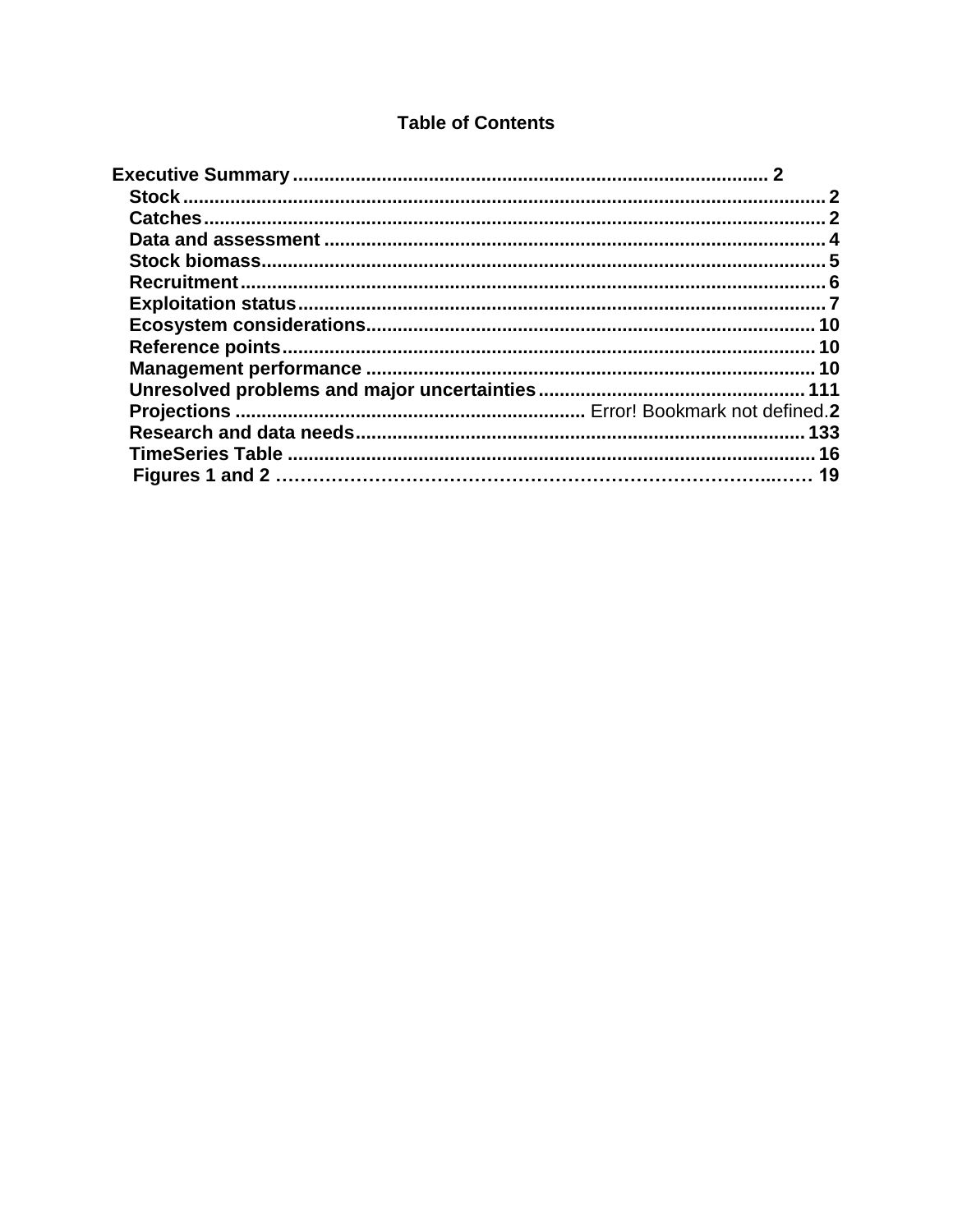# Table of Contents

**Executive Summary** .......................................................................................... 2

- **Stock** ......................................................................................................... 2
- **Catches** ..................................................................................................... 2
- **Data and assessment** .............................................................................. 4
- **Stock biomass** .......................................................................................... 5
- **Recruitment** .............................................................................................. 6
- **Exploitation status** .................................................................................... 7
- **Ecosystem considerations** ...................................................................... 10
- **Reference points** ..................................................................................... 10
- **Management performance** ...................................................................... 10
- **Unresolved problems and major uncertainties** ......................................... 111
- **Projections** ................................................................... Error! Bookmark not defined.**2**
- **Research and data needs** ..................................................................... 133
- **TimeSeries Table** ................................................................................... 16
- **Figures 1 and 2** …………………………………………………………………..…… 19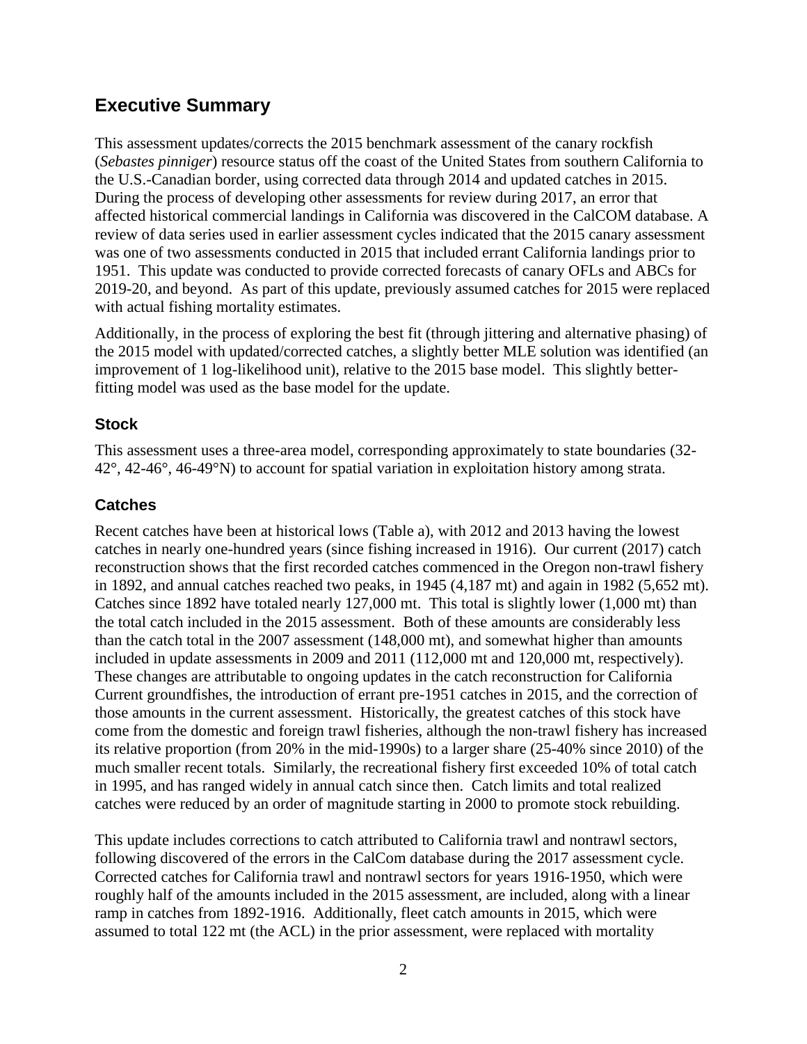## Executive Summary

This assessment updates/corrects the 2015 benchmark assessment of the canary rockfish (*Sebastes pinniger*) resource status off the coast of the United States from southern California to the U.S.-Canadian border, using corrected data through 2014 and updated catches in 2015. During the process of developing other assessments for review during 2017, an error that affected historical commercial landings in California was discovered in the CalCOM database. A review of data series used in earlier assessment cycles indicated that the 2015 canary assessment was one of two assessments conducted in 2015 that included errant California landings prior to 1951. This update was conducted to provide corrected forecasts of canary OFLs and ABCs for 2019-20, and beyond. As part of this update, previously assumed catches for 2015 were replaced with actual fishing mortality estimates.

Additionally, in the process of exploring the best fit (through jittering and alternative phasing) of the 2015 model with updated/corrected catches, a slightly better MLE solution was identified (an improvement of 1 log-likelihood unit), relative to the 2015 base model. This slightly better-fitting model was used as the base model for the update.

### Stock

This assessment uses a three-area model, corresponding approximately to state boundaries (32-42°, 42-46°, 46-49°N) to account for spatial variation in exploitation history among strata.

### Catches

Recent catches have been at historical lows (Table a), with 2012 and 2013 having the lowest catches in nearly one-hundred years (since fishing increased in 1916). Our current (2017) catch reconstruction shows that the first recorded catches commenced in the Oregon non-trawl fishery in 1892, and annual catches reached two peaks, in 1945 (4,187 mt) and again in 1982 (5,652 mt). Catches since 1892 have totaled nearly 127,000 mt. This total is slightly lower (1,000 mt) than the total catch included in the 2015 assessment. Both of these amounts are considerably less than the catch total in the 2007 assessment (148,000 mt), and somewhat higher than amounts included in update assessments in 2009 and 2011 (112,000 mt and 120,000 mt, respectively). These changes are attributable to ongoing updates in the catch reconstruction for California Current groundfishes, the introduction of errant pre-1951 catches in 2015, and the correction of those amounts in the current assessment. Historically, the greatest catches of this stock have come from the domestic and foreign trawl fisheries, although the non-trawl fishery has increased its relative proportion (from 20% in the mid-1990s) to a larger share (25-40% since 2010) of the much smaller recent totals. Similarly, the recreational fishery first exceeded 10% of total catch in 1995, and has ranged widely in annual catch since then. Catch limits and total realized catches were reduced by an order of magnitude starting in 2000 to promote stock rebuilding.

This update includes corrections to catch attributed to California trawl and nontrawl sectors, following discovered of the errors in the CalCom database during the 2017 assessment cycle. Corrected catches for California trawl and nontrawl sectors for years 1916-1950, which were roughly half of the amounts included in the 2015 assessment, are included, along with a linear ramp in catches from 1892-1916. Additionally, fleet catch amounts in 2015, which were assumed to total 122 mt (the ACL) in the prior assessment, were replaced with mortality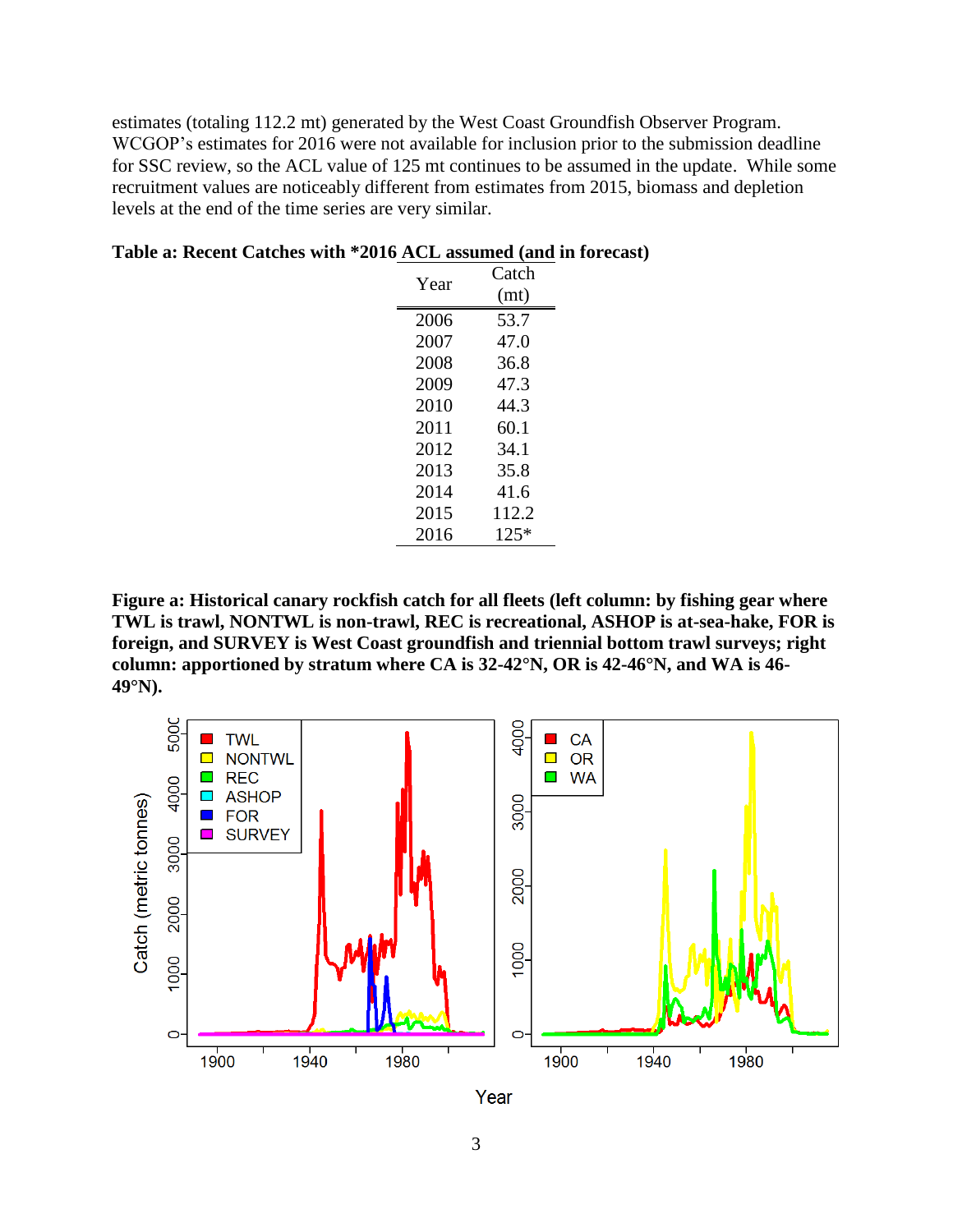estimates (totaling 112.2 mt) generated by the West Coast Groundfish Observer Program. WCGOP's estimates for 2016 were not available for inclusion prior to the submission deadline for SSC review, so the ACL value of 125 mt continues to be assumed in the update. While some recruitment values are noticeably different from estimates from 2015, biomass and depletion levels at the end of the time series are very similar.

**Table a: Recent Catches with *2016 ACL assumed (and in forecast)**

| Year | Catch (mt) |
|---|---|
| 2006 | 53.7 |
| 2007 | 47.0 |
| 2008 | 36.8 |
| 2009 | 47.3 |
| 2010 | 44.3 |
| 2011 | 60.1 |
| 2012 | 34.1 |
| 2013 | 35.8 |
| 2014 | 41.6 |
| 2015 | 112.2 |
| 2016 | 125* |

**Figure a: Historical canary rockfish catch for all fleets (left column: by fishing gear where TWL is trawl, NONTWL is non-trawl, REC is recreational, ASHOP is at-sea-hake, FOR is foreign, and SURVEY is West Coast groundfish and triennial bottom trawl surveys; right column: apportioned by stratum where CA is 32-42°N, OR is 42-46°N, and WA is 46-49°N).**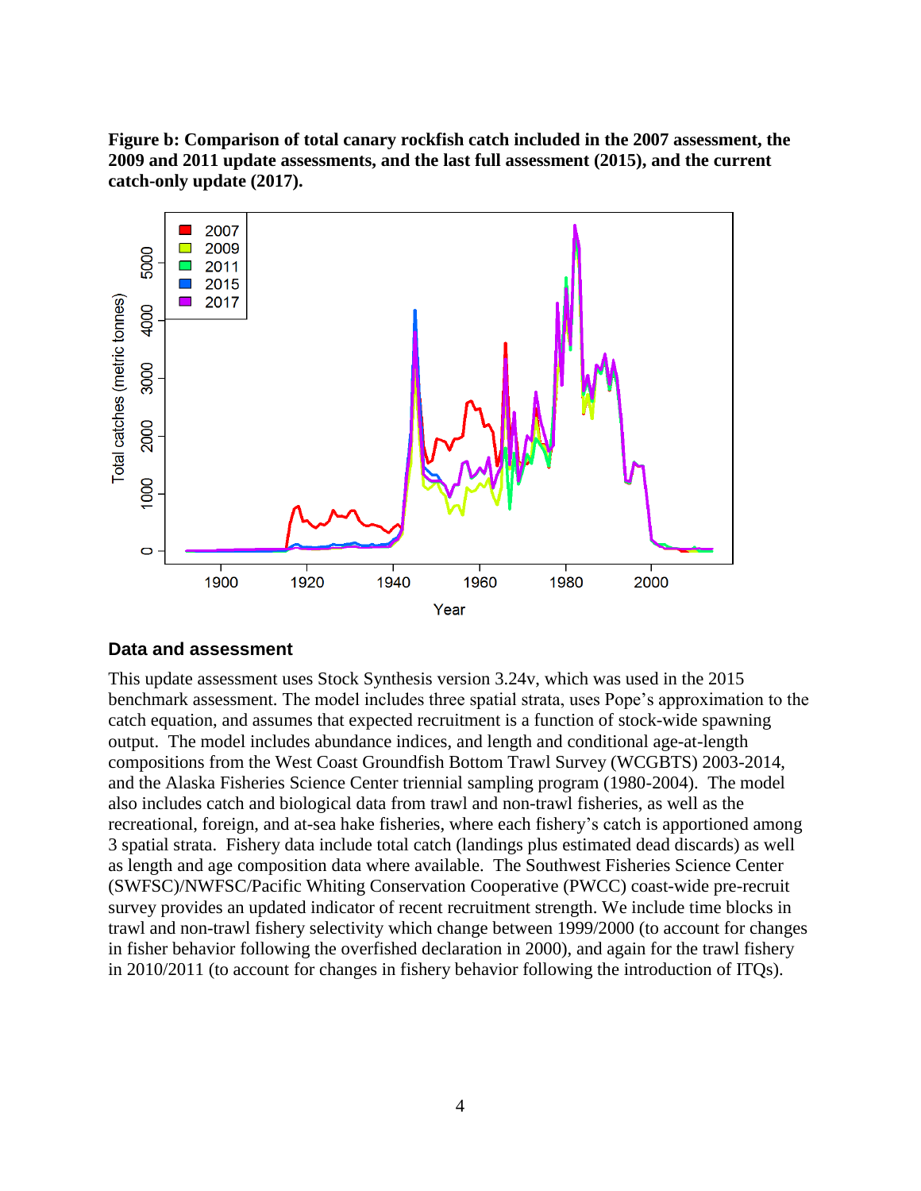**Figure b: Comparison of total canary rockfish catch included in the 2007 assessment, the 2009 and 2011 update assessments, and the last full assessment (2015), and the current catch-only update (2017).**

## Data and assessment

This update assessment uses Stock Synthesis version 3.24v, which was used in the 2015 benchmark assessment. The model includes three spatial strata, uses Pope's approximation to the catch equation, and assumes that expected recruitment is a function of stock-wide spawning output. The model includes abundance indices, and length and conditional age-at-length compositions from the West Coast Groundfish Bottom Trawl Survey (WCGBTS) 2003-2014, and the Alaska Fisheries Science Center triennial sampling program (1980-2004). The model also includes catch and biological data from trawl and non-trawl fisheries, as well as the recreational, foreign, and at-sea hake fisheries, where each fishery's catch is apportioned among 3 spatial strata. Fishery data include total catch (landings plus estimated dead discards) as well as length and age composition data where available. The Southwest Fisheries Science Center (SWFSC)/NWFSC/Pacific Whiting Conservation Cooperative (PWCC) coast-wide pre-recruit survey provides an updated indicator of recent recruitment strength. We include time blocks in trawl and non-trawl fishery selectivity which change between 1999/2000 (to account for changes in fisher behavior following the overfished declaration in 2000), and again for the trawl fishery in 2010/2011 (to account for changes in fishery behavior following the introduction of ITQs).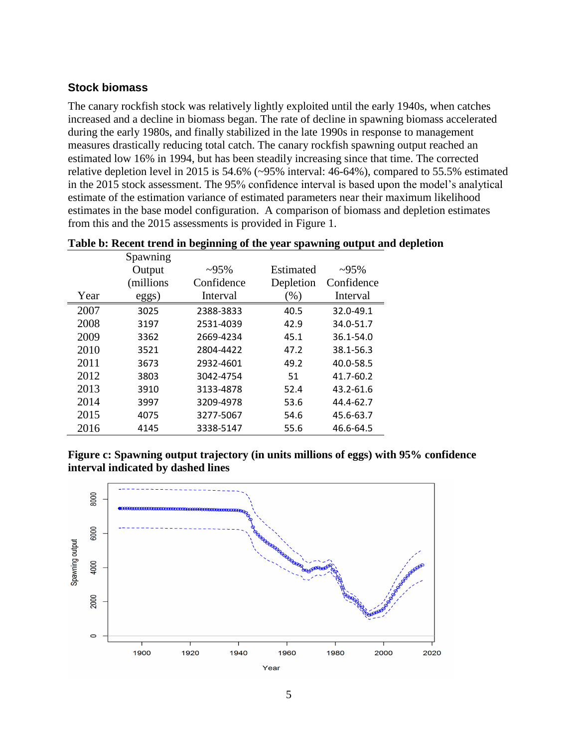## Stock biomass

The canary rockfish stock was relatively lightly exploited until the early 1940s, when catches increased and a decline in biomass began. The rate of decline in spawning biomass accelerated during the early 1980s, and finally stabilized in the late 1990s in response to management measures drastically reducing total catch. The canary rockfish spawning output reached an estimated low 16% in 1994, but has been steadily increasing since that time. The corrected relative depletion level in 2015 is 54.6% (~95% interval: 46-64%), compared to 55.5% estimated in the 2015 stock assessment. The 95% confidence interval is based upon the model's analytical estimate of the estimation variance of estimated parameters near their maximum likelihood estimates in the base model configuration. A comparison of biomass and depletion estimates from this and the 2015 assessments is provided in Figure 1.

**Table b: Recent trend in beginning of the year spawning output and depletion**

| Year | Spawning Output (millions eggs) | ~95% Confidence Interval | Estimated Depletion (%) | ~95% Confidence Interval |
|---|---|---|---|---|
| 2007 | 3025 | 2388-3833 | 40.5 | 32.0-49.1 |
| 2008 | 3197 | 2531-4039 | 42.9 | 34.0-51.7 |
| 2009 | 3362 | 2669-4234 | 45.1 | 36.1-54.0 |
| 2010 | 3521 | 2804-4422 | 47.2 | 38.1-56.3 |
| 2011 | 3673 | 2932-4601 | 49.2 | 40.0-58.5 |
| 2012 | 3803 | 3042-4754 | 51 | 41.7-60.2 |
| 2013 | 3910 | 3133-4878 | 52.4 | 43.2-61.6 |
| 2014 | 3997 | 3209-4978 | 53.6 | 44.4-62.7 |
| 2015 | 4075 | 3277-5067 | 54.6 | 45.6-63.7 |
| 2016 | 4145 | 3338-5147 | 55.6 | 46.6-64.5 |

**Figure c: Spawning output trajectory (in units millions of eggs) with 95% confidence interval indicated by dashed lines**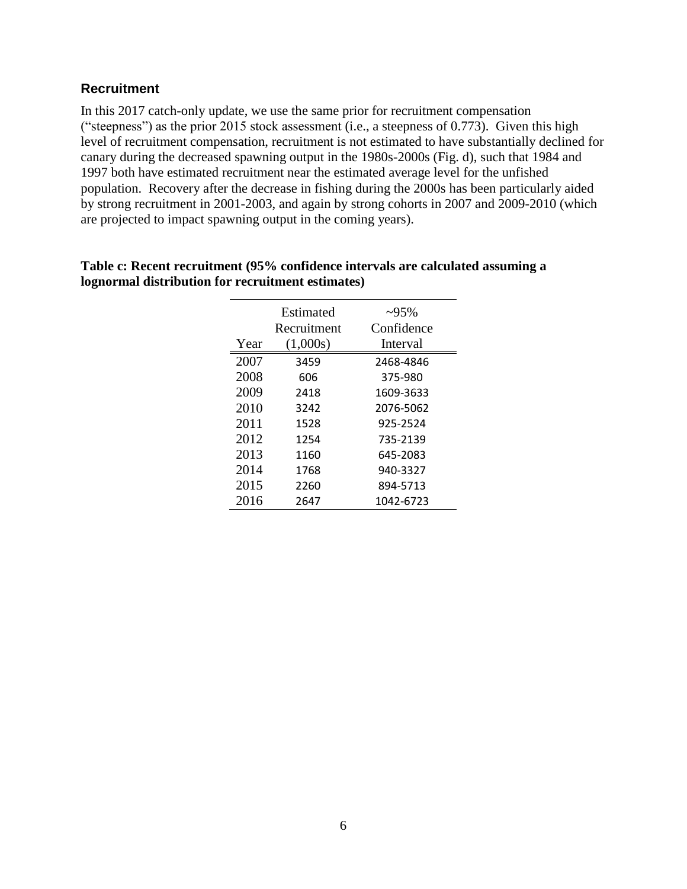### Recruitment

In this 2017 catch-only update, we use the same prior for recruitment compensation ("steepness") as the prior 2015 stock assessment (i.e., a steepness of 0.773). Given this high level of recruitment compensation, recruitment is not estimated to have substantially declined for canary during the decreased spawning output in the 1980s-2000s (Fig. d), such that 1984 and 1997 both have estimated recruitment near the estimated average level for the unfished population. Recovery after the decrease in fishing during the 2000s has been particularly aided by strong recruitment in 2001-2003, and again by strong cohorts in 2007 and 2009-2010 (which are projected to impact spawning output in the coming years).

**Table c: Recent recruitment (95% confidence intervals are calculated assuming a lognormal distribution for recruitment estimates)**

| Year | Estimated Recruitment (1,000s) | ~95% Confidence Interval |
|---|---|---|
| 2007 | 3459 | 2468-4846 |
| 2008 | 606 | 375-980 |
| 2009 | 2418 | 1609-3633 |
| 2010 | 3242 | 2076-5062 |
| 2011 | 1528 | 925-2524 |
| 2012 | 1254 | 735-2139 |
| 2013 | 1160 | 645-2083 |
| 2014 | 1768 | 940-3327 |
| 2015 | 2260 | 894-5713 |
| 2016 | 2647 | 1042-6723 |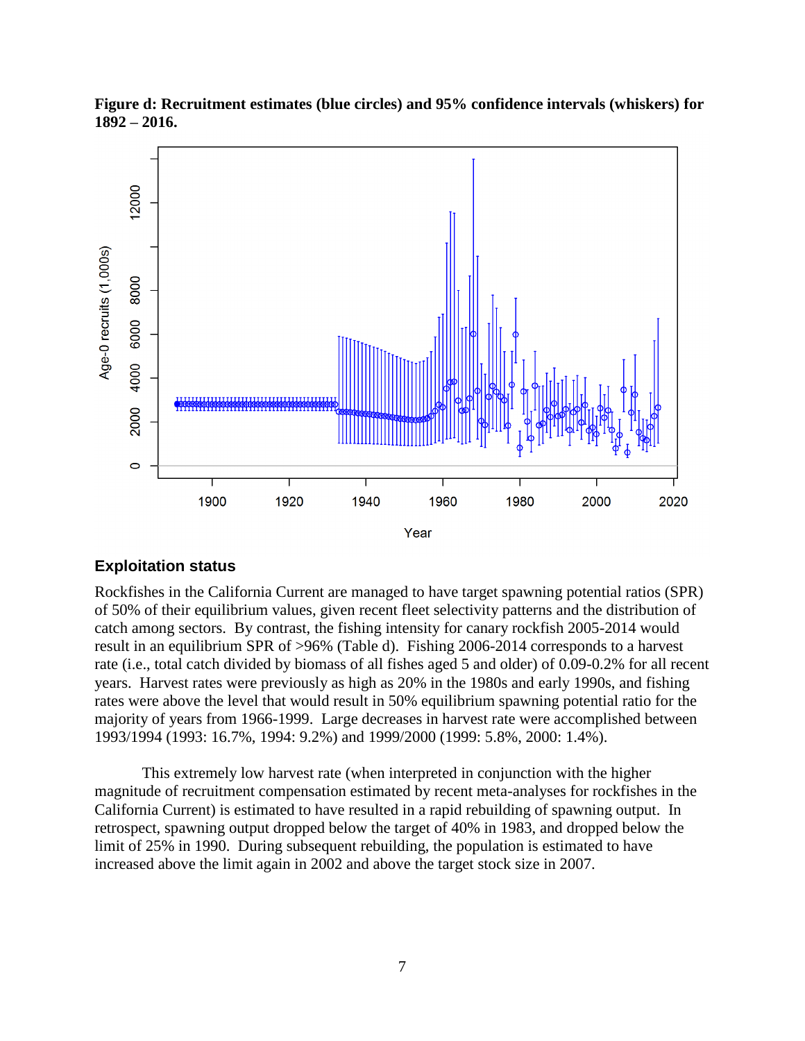**Figure d: Recruitment estimates (blue circles) and 95% confidence intervals (whiskers) for 1892 – 2016.**

## Exploitation status

Rockfishes in the California Current are managed to have target spawning potential ratios (SPR) of 50% of their equilibrium values, given recent fleet selectivity patterns and the distribution of catch among sectors. By contrast, the fishing intensity for canary rockfish 2005-2014 would result in an equilibrium SPR of >96% (Table d). Fishing 2006-2014 corresponds to a harvest rate (i.e., total catch divided by biomass of all fishes aged 5 and older) of 0.09-0.2% for all recent years. Harvest rates were previously as high as 20% in the 1980s and early 1990s, and fishing rates were above the level that would result in 50% equilibrium spawning potential ratio for the majority of years from 1966-1999. Large decreases in harvest rate were accomplished between 1993/1994 (1993: 16.7%, 1994: 9.2%) and 1999/2000 (1999: 5.8%, 2000: 1.4%).

This extremely low harvest rate (when interpreted in conjunction with the higher magnitude of recruitment compensation estimated by recent meta-analyses for rockfishes in the California Current) is estimated to have resulted in a rapid rebuilding of spawning output. In retrospect, spawning output dropped below the target of 40% in 1983, and dropped below the limit of 25% in 1990. During subsequent rebuilding, the population is estimated to have increased above the limit again in 2002 and above the target stock size in 2007.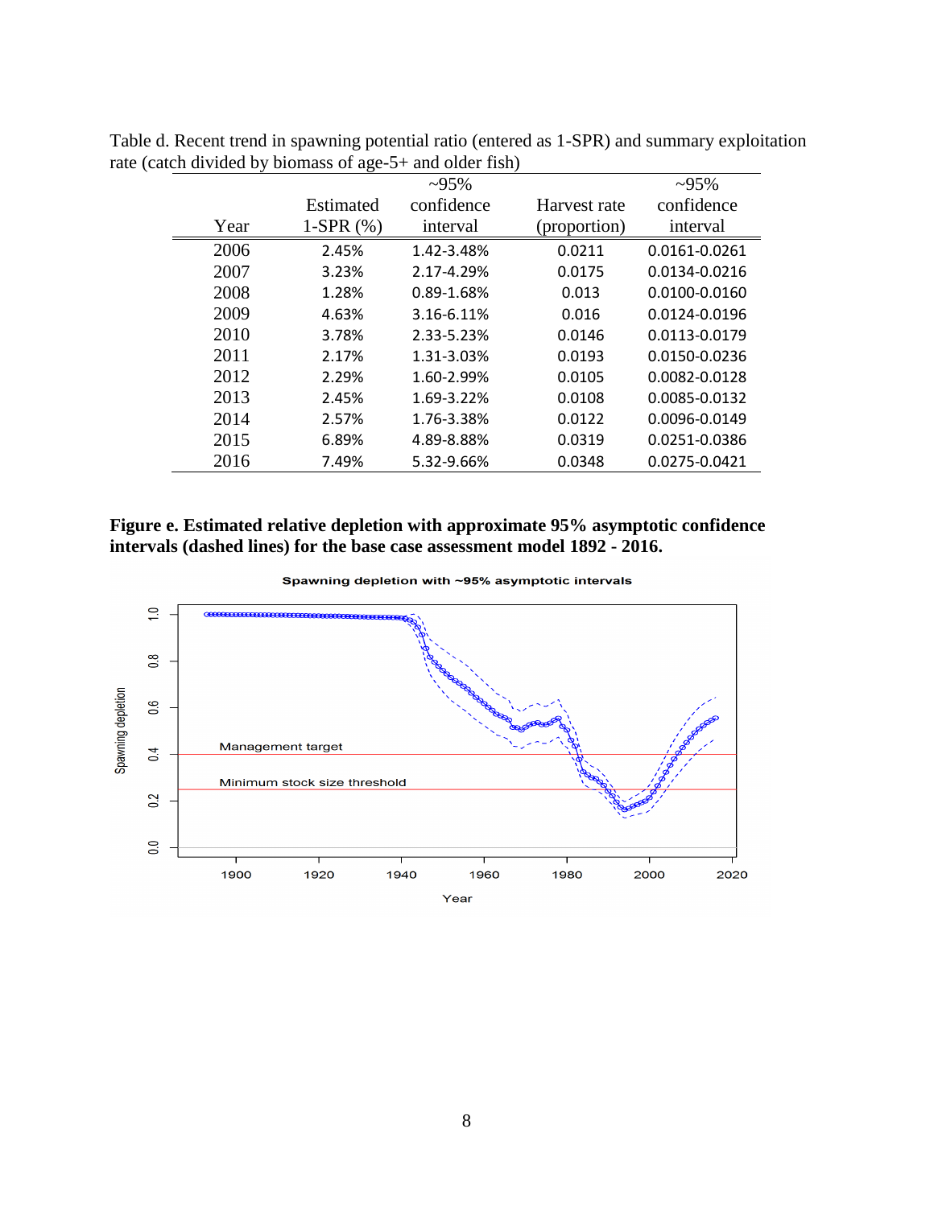Table d. Recent trend in spawning potential ratio (entered as 1-SPR) and summary exploitation rate (catch divided by biomass of age-5+ and older fish)

| Year | Estimated 1-SPR (%) | ~95% confidence interval | Harvest rate (proportion) | ~95% confidence interval |
|---|---|---|---|---|
| 2006 | 2.45% | 1.42-3.48% | 0.0211 | 0.0161-0.0261 |
| 2007 | 3.23% | 2.17-4.29% | 0.0175 | 0.0134-0.0216 |
| 2008 | 1.28% | 0.89-1.68% | 0.013 | 0.0100-0.0160 |
| 2009 | 4.63% | 3.16-6.11% | 0.016 | 0.0124-0.0196 |
| 2010 | 3.78% | 2.33-5.23% | 0.0146 | 0.0113-0.0179 |
| 2011 | 2.17% | 1.31-3.03% | 0.0193 | 0.0150-0.0236 |
| 2012 | 2.29% | 1.60-2.99% | 0.0105 | 0.0082-0.0128 |
| 2013 | 2.45% | 1.69-3.22% | 0.0108 | 0.0085-0.0132 |
| 2014 | 2.57% | 1.76-3.38% | 0.0122 | 0.0096-0.0149 |
| 2015 | 6.89% | 4.89-8.88% | 0.0319 | 0.0251-0.0386 |
| 2016 | 7.49% | 5.32-9.66% | 0.0348 | 0.0275-0.0421 |

**Figure e. Estimated relative depletion with approximate 95% asymptotic confidence intervals (dashed lines) for the base case assessment model 1892 - 2016.**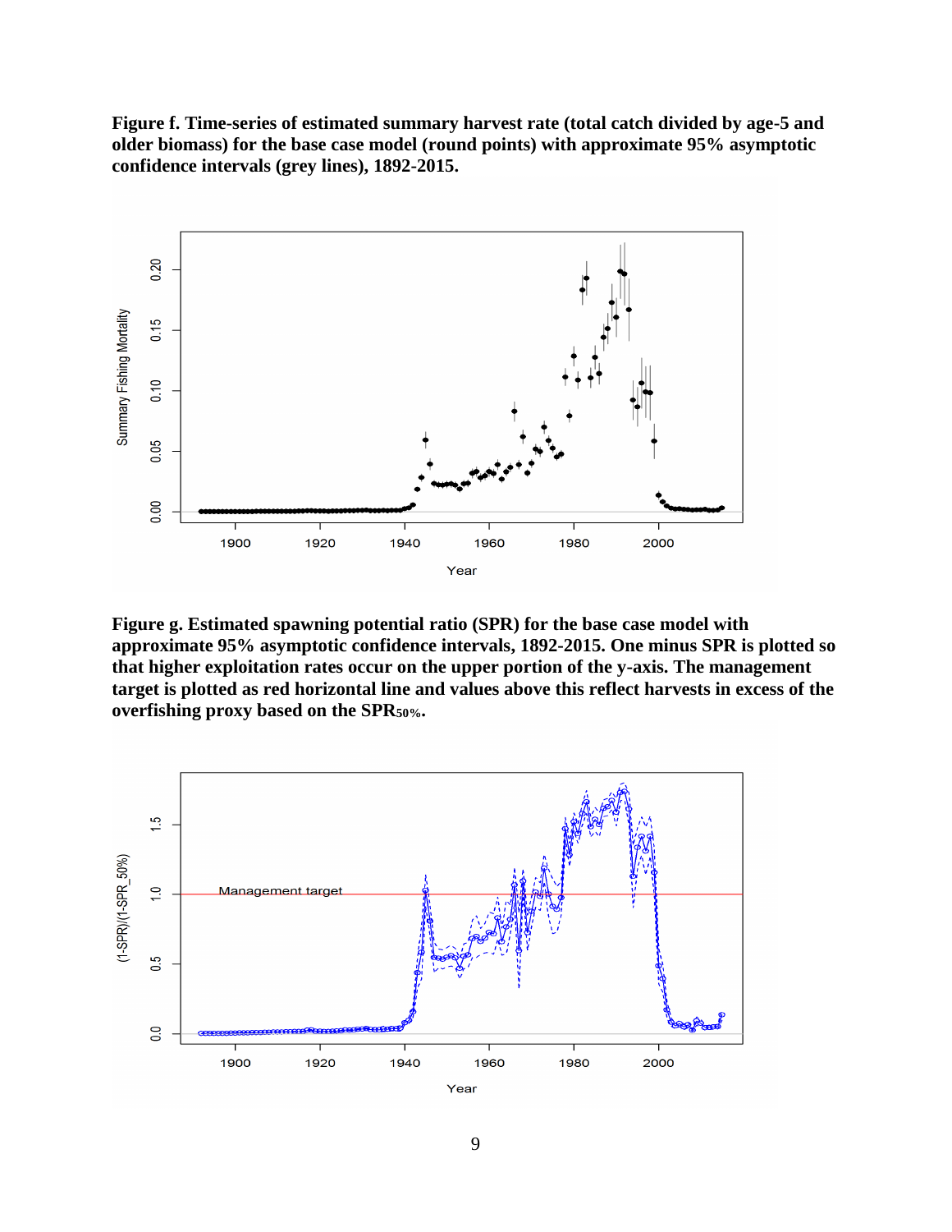**Figure f. Time-series of estimated summary harvest rate (total catch divided by age-5 and older biomass) for the base case model (round points) with approximate 95% asymptotic confidence intervals (grey lines), 1892-2015.**

**Figure g. Estimated spawning potential ratio (SPR) for the base case model with approximate 95% asymptotic confidence intervals, 1892-2015. One minus SPR is plotted so that higher exploitation rates occur on the upper portion of the y-axis. The management target is plotted as red horizontal line and values above this reflect harvests in excess of the overfishing proxy based on the $SPR_{50\%}$.**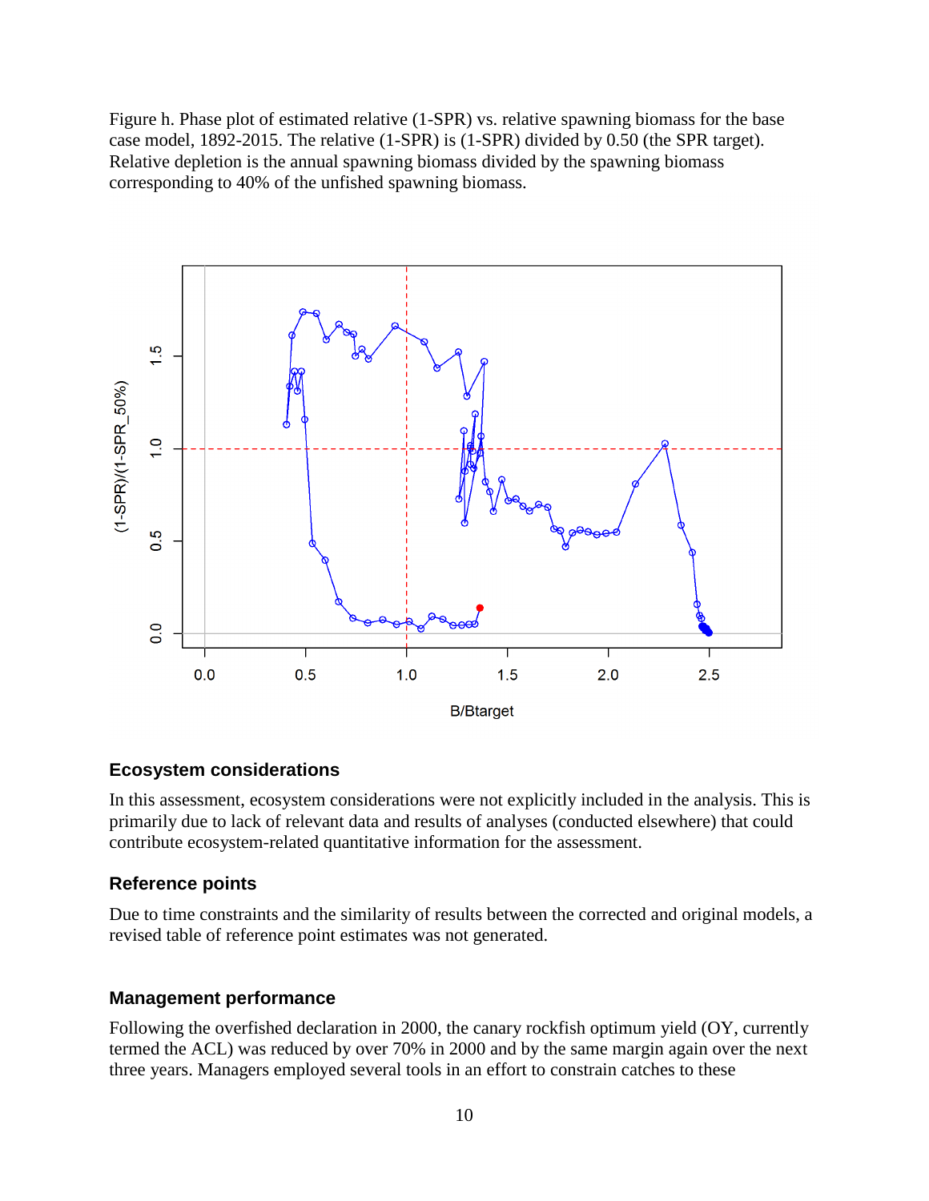Figure h. Phase plot of estimated relative (1-SPR) vs. relative spawning biomass for the base case model, 1892-2015. The relative (1-SPR) is (1-SPR) divided by 0.50 (the SPR target). Relative depletion is the annual spawning biomass divided by the spawning biomass corresponding to 40% of the unfished spawning biomass.

### Ecosystem considerations

In this assessment, ecosystem considerations were not explicitly included in the analysis. This is primarily due to lack of relevant data and results of analyses (conducted elsewhere) that could contribute ecosystem-related quantitative information for the assessment.

### Reference points

Due to time constraints and the similarity of results between the corrected and original models, a revised table of reference point estimates was not generated.

### Management performance

Following the overfished declaration in 2000, the canary rockfish optimum yield (OY, currently termed the ACL) was reduced by over 70% in 2000 and by the same margin again over the next three years. Managers employed several tools in an effort to constrain catches to these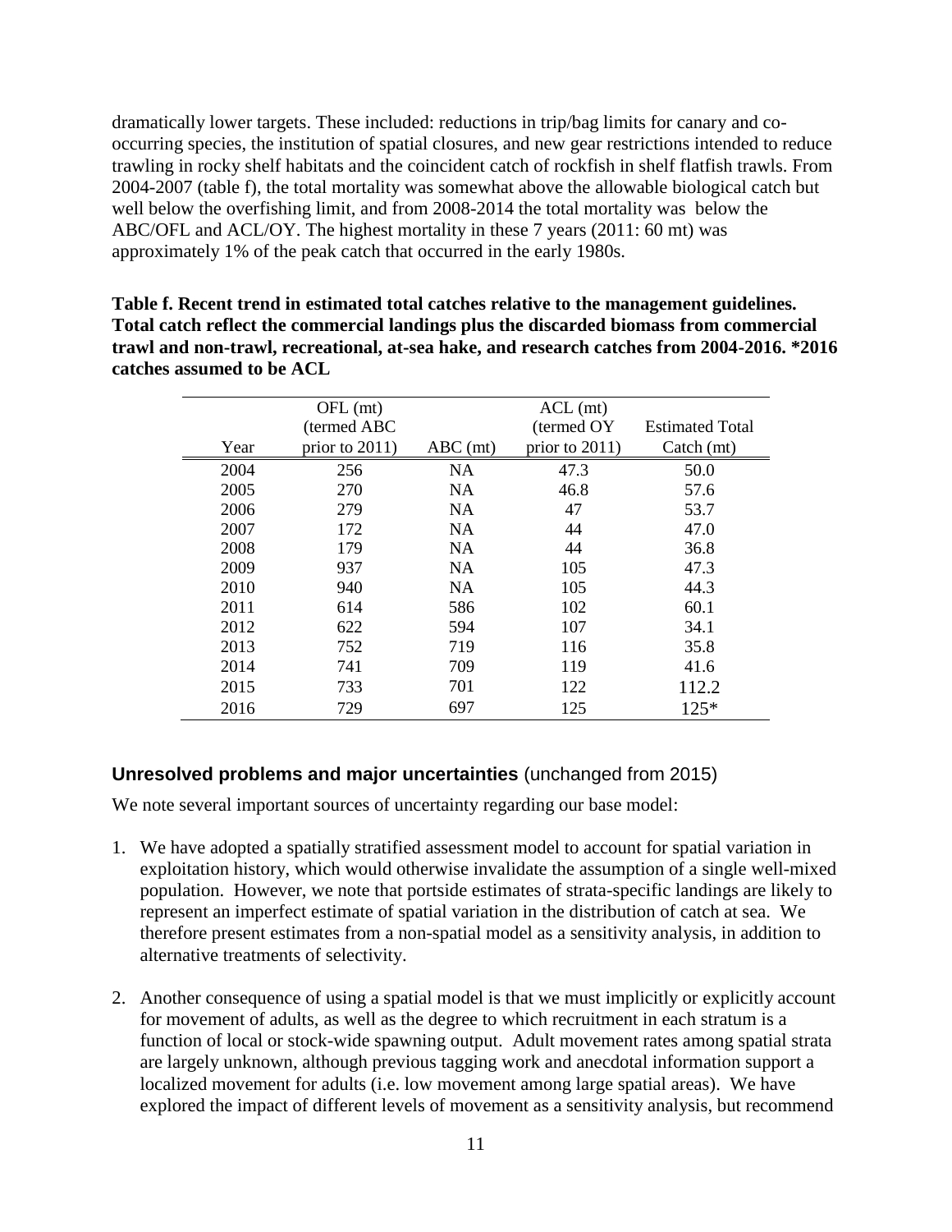dramatically lower targets. These included: reductions in trip/bag limits for canary and co-occurring species, the institution of spatial closures, and new gear restrictions intended to reduce trawling in rocky shelf habitats and the coincident catch of rockfish in shelf flatfish trawls. From 2004-2007 (table f), the total mortality was somewhat above the allowable biological catch but well below the overfishing limit, and from 2008-2014 the total mortality was below the ABC/OFL and ACL/OY. The highest mortality in these 7 years (2011: 60 mt) was approximately 1% of the peak catch that occurred in the early 1980s.

**Table f. Recent trend in estimated total catches relative to the management guidelines. Total catch reflect the commercial landings plus the discarded biomass from commercial trawl and non-trawl, recreational, at-sea hake, and research catches from 2004-2016. *2016 catches assumed to be ACL**

| Year | OFL (mt) (termed ABC prior to 2011) | ABC (mt) | ACL (mt) (termed OY prior to 2011) | Estimated Total Catch (mt) |
|---|---|---|---|---|
| 2004 | 256 | NA | 47.3 | 50.0 |
| 2005 | 270 | NA | 46.8 | 57.6 |
| 2006 | 279 | NA | 47 | 53.7 |
| 2007 | 172 | NA | 44 | 47.0 |
| 2008 | 179 | NA | 44 | 36.8 |
| 2009 | 937 | NA | 105 | 47.3 |
| 2010 | 940 | NA | 105 | 44.3 |
| 2011 | 614 | 586 | 102 | 60.1 |
| 2012 | 622 | 594 | 107 | 34.1 |
| 2013 | 752 | 719 | 116 | 35.8 |
| 2014 | 741 | 709 | 119 | 41.6 |
| 2015 | 733 | 701 | 122 | 112.2 |
| 2016 | 729 | 697 | 125 | 125* |

## Unresolved problems and major uncertainties (unchanged from 2015)

We note several important sources of uncertainty regarding our base model:

1. We have adopted a spatially stratified assessment model to account for spatial variation in exploitation history, which would otherwise invalidate the assumption of a single well-mixed population. However, we note that portside estimates of strata-specific landings are likely to represent an imperfect estimate of spatial variation in the distribution of catch at sea. We therefore present estimates from a non-spatial model as a sensitivity analysis, in addition to alternative treatments of selectivity.

2. Another consequence of using a spatial model is that we must implicitly or explicitly account for movement of adults, as well as the degree to which recruitment in each stratum is a function of local or stock-wide spawning output. Adult movement rates among spatial strata are largely unknown, although previous tagging work and anecdotal information support a localized movement for adults (i.e. low movement among large spatial areas). We have explored the impact of different levels of movement as a sensitivity analysis, but recommend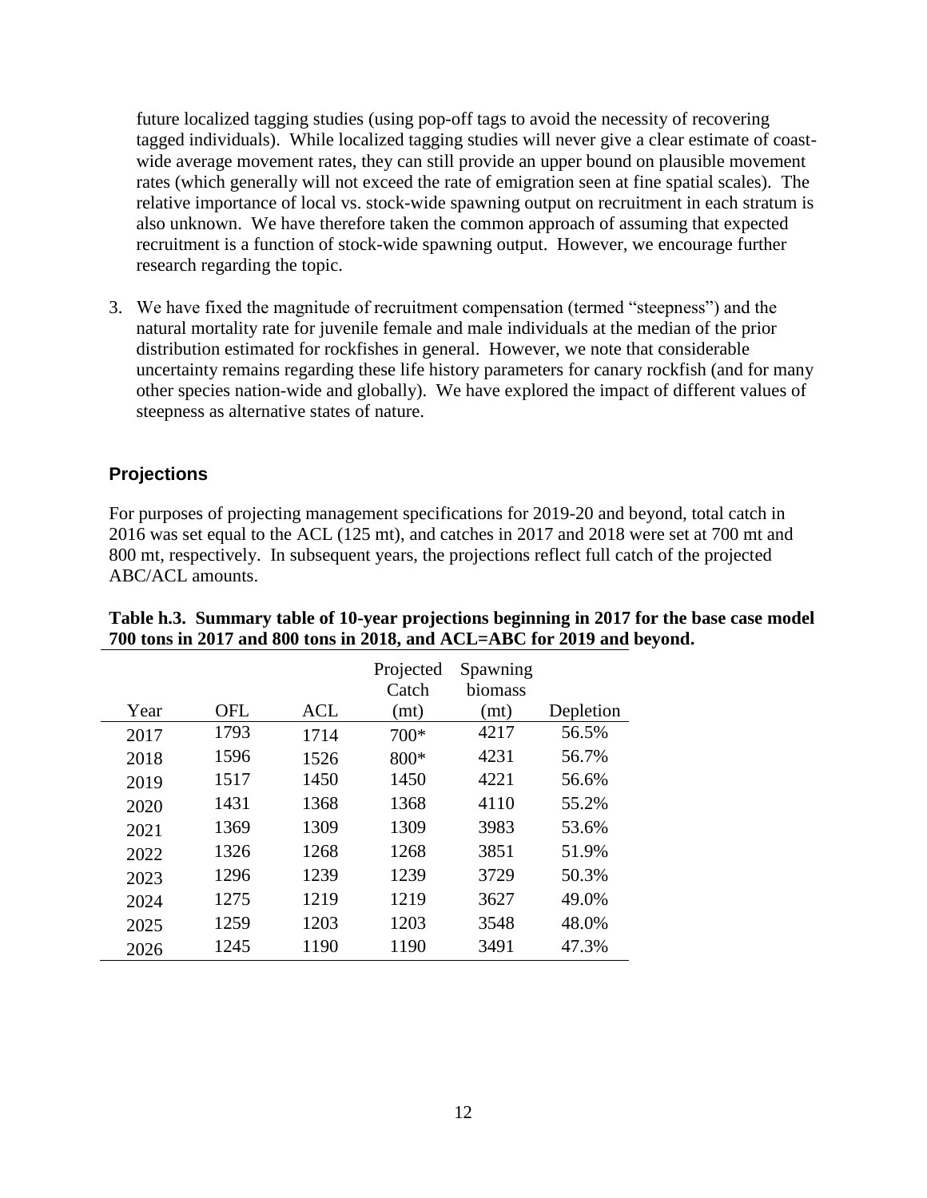future localized tagging studies (using pop-off tags to avoid the necessity of recovering tagged individuals). While localized tagging studies will never give a clear estimate of coast-wide average movement rates, they can still provide an upper bound on plausible movement rates (which generally will not exceed the rate of emigration seen at fine spatial scales). The relative importance of local vs. stock-wide spawning output on recruitment in each stratum is also unknown. We have therefore taken the common approach of assuming that expected recruitment is a function of stock-wide spawning output. However, we encourage further research regarding the topic.

3. We have fixed the magnitude of recruitment compensation (termed "steepness") and the natural mortality rate for juvenile female and male individuals at the median of the prior distribution estimated for rockfishes in general. However, we note that considerable uncertainty remains regarding these life history parameters for canary rockfish (and for many other species nation-wide and globally). We have explored the impact of different values of steepness as alternative states of nature.

## Projections

For purposes of projecting management specifications for 2019-20 and beyond, total catch in 2016 was set equal to the ACL (125 mt), and catches in 2017 and 2018 were set at 700 mt and 800 mt, respectively. In subsequent years, the projections reflect full catch of the projected ABC/ACL amounts.

**Table h.3. Summary table of 10-year projections beginning in 2017 for the base case model 700 tons in 2017 and 800 tons in 2018, and ACL=ABC for 2019 and beyond.**

| Year | OFL | ACL | Projected Catch (mt) | Spawning biomass (mt) | Depletion |
|---|---|---|---|---|---|
| 2017 | 1793 | 1714 | 700* | 4217 | 56.5% |
| 2018 | 1596 | 1526 | 800* | 4231 | 56.7% |
| 2019 | 1517 | 1450 | 1450 | 4221 | 56.6% |
| 2020 | 1431 | 1368 | 1368 | 4110 | 55.2% |
| 2021 | 1369 | 1309 | 1309 | 3983 | 53.6% |
| 2022 | 1326 | 1268 | 1268 | 3851 | 51.9% |
| 2023 | 1296 | 1239 | 1239 | 3729 | 50.3% |
| 2024 | 1275 | 1219 | 1219 | 3627 | 49.0% |
| 2025 | 1259 | 1203 | 1203 | 3548 | 48.0% |
| 2026 | 1245 | 1190 | 1190 | 3491 | 47.3% |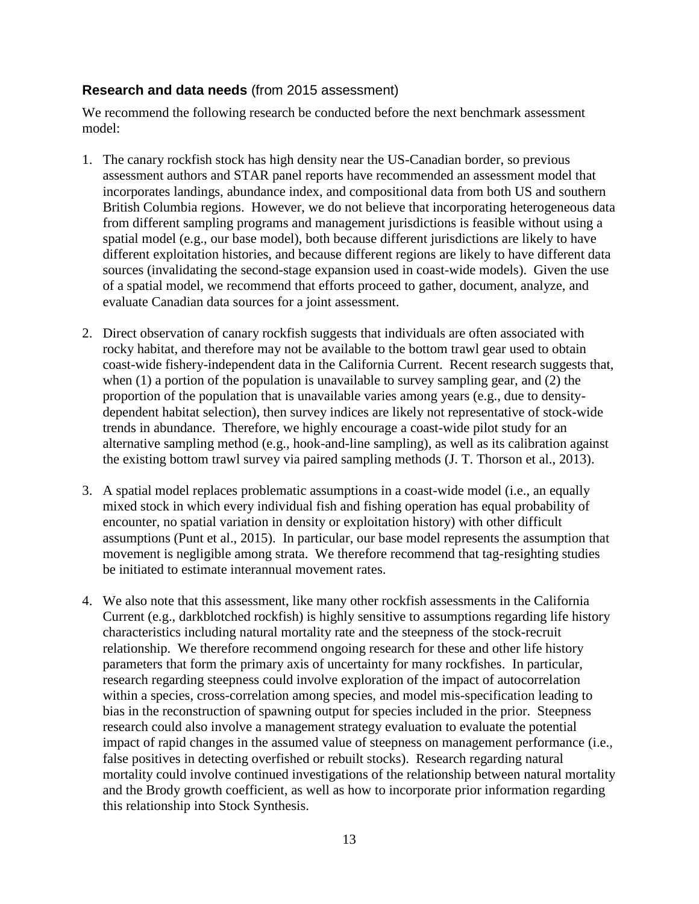### **Research and data needs** (from 2015 assessment)

We recommend the following research be conducted before the next benchmark assessment model:

1. The canary rockfish stock has high density near the US-Canadian border, so previous assessment authors and STAR panel reports have recommended an assessment model that incorporates landings, abundance index, and compositional data from both US and southern British Columbia regions. However, we do not believe that incorporating heterogeneous data from different sampling programs and management jurisdictions is feasible without using a spatial model (e.g., our base model), both because different jurisdictions are likely to have different exploitation histories, and because different regions are likely to have different data sources (invalidating the second-stage expansion used in coast-wide models). Given the use of a spatial model, we recommend that efforts proceed to gather, document, analyze, and evaluate Canadian data sources for a joint assessment.

2. Direct observation of canary rockfish suggests that individuals are often associated with rocky habitat, and therefore may not be available to the bottom trawl gear used to obtain coast-wide fishery-independent data in the California Current. Recent research suggests that, when (1) a portion of the population is unavailable to survey sampling gear, and (2) the proportion of the population that is unavailable varies among years (e.g., due to density-dependent habitat selection), then survey indices are likely not representative of stock-wide trends in abundance. Therefore, we highly encourage a coast-wide pilot study for an alternative sampling method (e.g., hook-and-line sampling), as well as its calibration against the existing bottom trawl survey via paired sampling methods (J. T. Thorson et al., 2013).

3. A spatial model replaces problematic assumptions in a coast-wide model (i.e., an equally mixed stock in which every individual fish and fishing operation has equal probability of encounter, no spatial variation in density or exploitation history) with other difficult assumptions (Punt et al., 2015). In particular, our base model represents the assumption that movement is negligible among strata. We therefore recommend that tag-resighting studies be initiated to estimate interannual movement rates.

4. We also note that this assessment, like many other rockfish assessments in the California Current (e.g., darkblotched rockfish) is highly sensitive to assumptions regarding life history characteristics including natural mortality rate and the steepness of the stock-recruit relationship. We therefore recommend ongoing research for these and other life history parameters that form the primary axis of uncertainty for many rockfishes. In particular, research regarding steepness could involve exploration of the impact of autocorrelation within a species, cross-correlation among species, and model mis-specification leading to bias in the reconstruction of spawning output for species included in the prior. Steepness research could also involve a management strategy evaluation to evaluate the potential impact of rapid changes in the assumed value of steepness on management performance (i.e., false positives in detecting overfished or rebuilt stocks). Research regarding natural mortality could involve continued investigations of the relationship between natural mortality and the Brody growth coefficient, as well as how to incorporate prior information regarding this relationship into Stock Synthesis.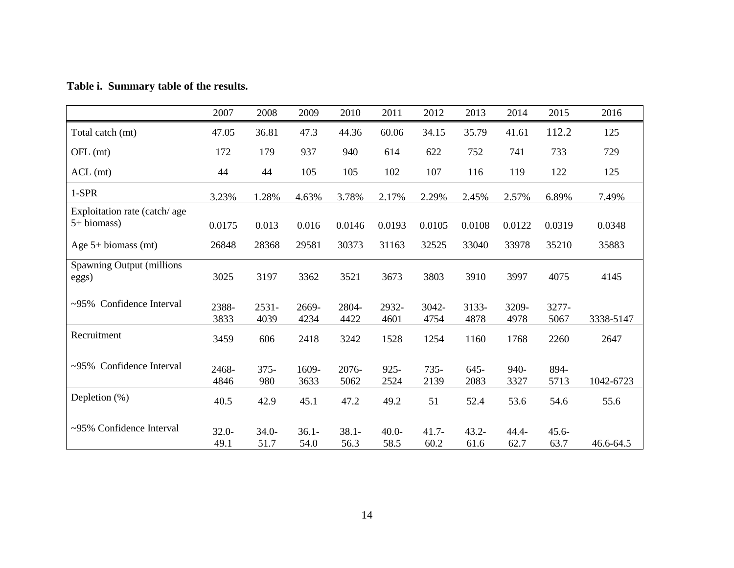**Table i. Summary table of the results.**

| | 2007 | 2008 | 2009 | 2010 | 2011 | 2012 | 2013 | 2014 | 2015 | 2016 |
|---|---|---|---|---|---|---|---|---|---|---|
| Total catch (mt) | 47.05 | 36.81 | 47.3 | 44.36 | 60.06 | 34.15 | 35.79 | 41.61 | 112.2 | 125 |
| OFL (mt) | 172 | 179 | 937 | 940 | 614 | 622 | 752 | 741 | 733 | 729 |
| ACL (mt) | 44 | 44 | 105 | 105 | 102 | 107 | 116 | 119 | 122 | 125 |
| 1-SPR | 3.23% | 1.28% | 4.63% | 3.78% | 2.17% | 2.29% | 2.45% | 2.57% | 6.89% | 7.49% |
| Exploitation rate (catch/ age 5+ biomass) | 0.0175 | 0.013 | 0.016 | 0.0146 | 0.0193 | 0.0105 | 0.0108 | 0.0122 | 0.0319 | 0.0348 |
| Age 5+ biomass (mt) | 26848 | 28368 | 29581 | 30373 | 31163 | 32525 | 33040 | 33978 | 35210 | 35883 |
| Spawning Output (millions eggs) | 3025 | 3197 | 3362 | 3521 | 3673 | 3803 | 3910 | 3997 | 4075 | 4145 |
| ~95% Confidence Interval | 2388-3833 | 2531-4039 | 2669-4234 | 2804-4422 | 2932-4601 | 3042-4754 | 3133-4878 | 3209-4978 | 3277-5067 | 3338-5147 |
| Recruitment | 3459 | 606 | 2418 | 3242 | 1528 | 1254 | 1160 | 1768 | 2260 | 2647 |
| ~95% Confidence Interval | 2468-4846 | 375-980 | 1609-3633 | 2076-5062 | 925-2524 | 735-2139 | 645-2083 | 940-3327 | 894-5713 | 1042-6723 |
| Depletion (%) | 40.5 | 42.9 | 45.1 | 47.2 | 49.2 | 51 | 52.4 | 53.6 | 54.6 | 55.6 |
| ~95% Confidence Interval | 32.0-49.1 | 34.0-51.7 | 36.1-54.0 | 38.1-56.3 | 40.0-58.5 | 41.7-60.2 | 43.2-61.6 | 44.4-62.7 | 45.6-63.7 | 46.6-64.5 |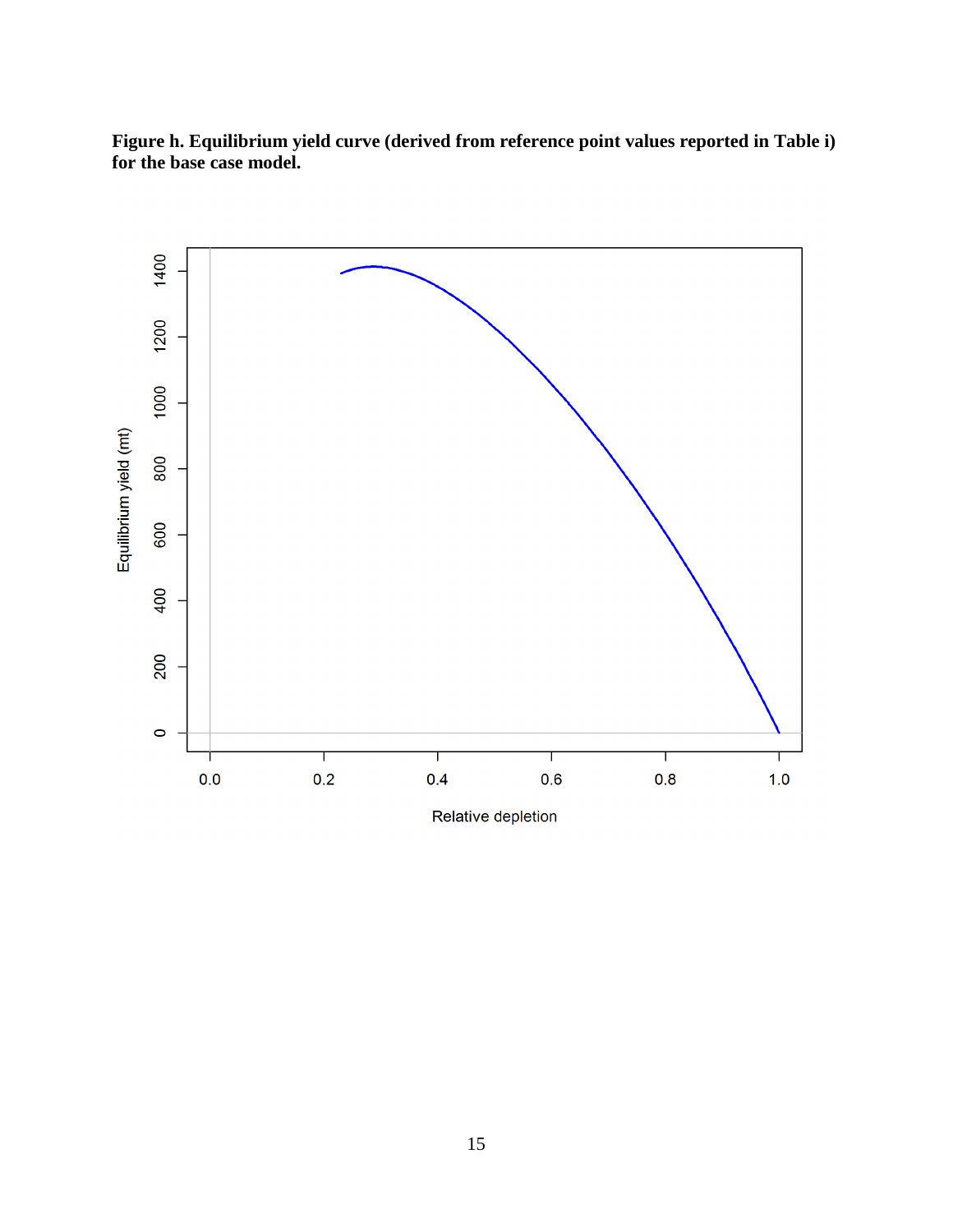**Figure h. Equilibrium yield curve (derived from reference point values reported in Table i) for the base case model.**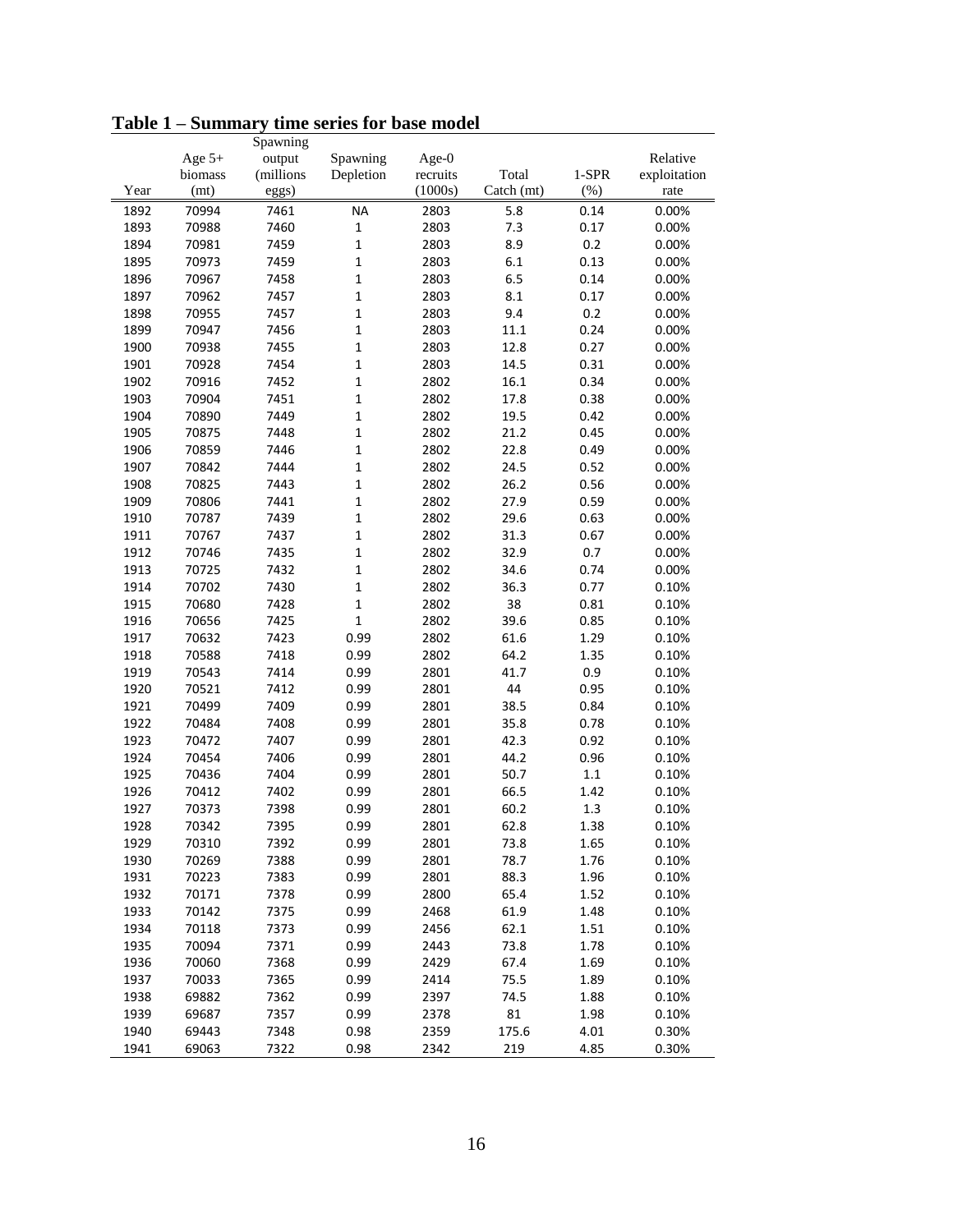**Table 1 – Summary time series for base model**

| Year | Age 5+ biomass (mt) | Spawning output (millions eggs) | Spawning Depletion | Age-0 recruits (1000s) | Total Catch (mt) | 1-SPR (%) | Relative exploitation rate |
|---|---|---|---|---|---|---|---|
| 1892 | 70994 | 7461 | NA | 2803 | 5.8 | 0.14 | 0.00% |
| 1893 | 70988 | 7460 | 1 | 2803 | 7.3 | 0.17 | 0.00% |
| 1894 | 70981 | 7459 | 1 | 2803 | 8.9 | 0.2 | 0.00% |
| 1895 | 70973 | 7459 | 1 | 2803 | 6.1 | 0.13 | 0.00% |
| 1896 | 70967 | 7458 | 1 | 2803 | 6.5 | 0.14 | 0.00% |
| 1897 | 70962 | 7457 | 1 | 2803 | 8.1 | 0.17 | 0.00% |
| 1898 | 70955 | 7457 | 1 | 2803 | 9.4 | 0.2 | 0.00% |
| 1899 | 70947 | 7456 | 1 | 2803 | 11.1 | 0.24 | 0.00% |
| 1900 | 70938 | 7455 | 1 | 2803 | 12.8 | 0.27 | 0.00% |
| 1901 | 70928 | 7454 | 1 | 2803 | 14.5 | 0.31 | 0.00% |
| 1902 | 70916 | 7452 | 1 | 2802 | 16.1 | 0.34 | 0.00% |
| 1903 | 70904 | 7451 | 1 | 2802 | 17.8 | 0.38 | 0.00% |
| 1904 | 70890 | 7449 | 1 | 2802 | 19.5 | 0.42 | 0.00% |
| 1905 | 70875 | 7448 | 1 | 2802 | 21.2 | 0.45 | 0.00% |
| 1906 | 70859 | 7446 | 1 | 2802 | 22.8 | 0.49 | 0.00% |
| 1907 | 70842 | 7444 | 1 | 2802 | 24.5 | 0.52 | 0.00% |
| 1908 | 70825 | 7443 | 1 | 2802 | 26.2 | 0.56 | 0.00% |
| 1909 | 70806 | 7441 | 1 | 2802 | 27.9 | 0.59 | 0.00% |
| 1910 | 70787 | 7439 | 1 | 2802 | 29.6 | 0.63 | 0.00% |
| 1911 | 70767 | 7437 | 1 | 2802 | 31.3 | 0.67 | 0.00% |
| 1912 | 70746 | 7435 | 1 | 2802 | 32.9 | 0.7 | 0.00% |
| 1913 | 70725 | 7432 | 1 | 2802 | 34.6 | 0.74 | 0.00% |
| 1914 | 70702 | 7430 | 1 | 2802 | 36.3 | 0.77 | 0.10% |
| 1915 | 70680 | 7428 | 1 | 2802 | 38 | 0.81 | 0.10% |
| 1916 | 70656 | 7425 | 1 | 2802 | 39.6 | 0.85 | 0.10% |
| 1917 | 70632 | 7423 | 0.99 | 2802 | 61.6 | 1.29 | 0.10% |
| 1918 | 70588 | 7418 | 0.99 | 2802 | 64.2 | 1.35 | 0.10% |
| 1919 | 70543 | 7414 | 0.99 | 2801 | 41.7 | 0.9 | 0.10% |
| 1920 | 70521 | 7412 | 0.99 | 2801 | 44 | 0.95 | 0.10% |
| 1921 | 70499 | 7409 | 0.99 | 2801 | 38.5 | 0.84 | 0.10% |
| 1922 | 70484 | 7408 | 0.99 | 2801 | 35.8 | 0.78 | 0.10% |
| 1923 | 70472 | 7407 | 0.99 | 2801 | 42.3 | 0.92 | 0.10% |
| 1924 | 70454 | 7406 | 0.99 | 2801 | 44.2 | 0.96 | 0.10% |
| 1925 | 70436 | 7404 | 0.99 | 2801 | 50.7 | 1.1 | 0.10% |
| 1926 | 70412 | 7402 | 0.99 | 2801 | 66.5 | 1.42 | 0.10% |
| 1927 | 70373 | 7398 | 0.99 | 2801 | 60.2 | 1.3 | 0.10% |
| 1928 | 70342 | 7395 | 0.99 | 2801 | 62.8 | 1.38 | 0.10% |
| 1929 | 70310 | 7392 | 0.99 | 2801 | 73.8 | 1.65 | 0.10% |
| 1930 | 70269 | 7388 | 0.99 | 2801 | 78.7 | 1.76 | 0.10% |
| 1931 | 70223 | 7383 | 0.99 | 2801 | 88.3 | 1.96 | 0.10% |
| 1932 | 70171 | 7378 | 0.99 | 2800 | 65.4 | 1.52 | 0.10% |
| 1933 | 70142 | 7375 | 0.99 | 2468 | 61.9 | 1.48 | 0.10% |
| 1934 | 70118 | 7373 | 0.99 | 2456 | 62.1 | 1.51 | 0.10% |
| 1935 | 70094 | 7371 | 0.99 | 2443 | 73.8 | 1.78 | 0.10% |
| 1936 | 70060 | 7368 | 0.99 | 2429 | 67.4 | 1.69 | 0.10% |
| 1937 | 70033 | 7365 | 0.99 | 2414 | 75.5 | 1.89 | 0.10% |
| 1938 | 69882 | 7362 | 0.99 | 2397 | 74.5 | 1.88 | 0.10% |
| 1939 | 69687 | 7357 | 0.99 | 2378 | 81 | 1.98 | 0.10% |
| 1940 | 69443 | 7348 | 0.98 | 2359 | 175.6 | 4.01 | 0.30% |
| 1941 | 69063 | 7322 | 0.98 | 2342 | 219 | 4.85 | 0.30% |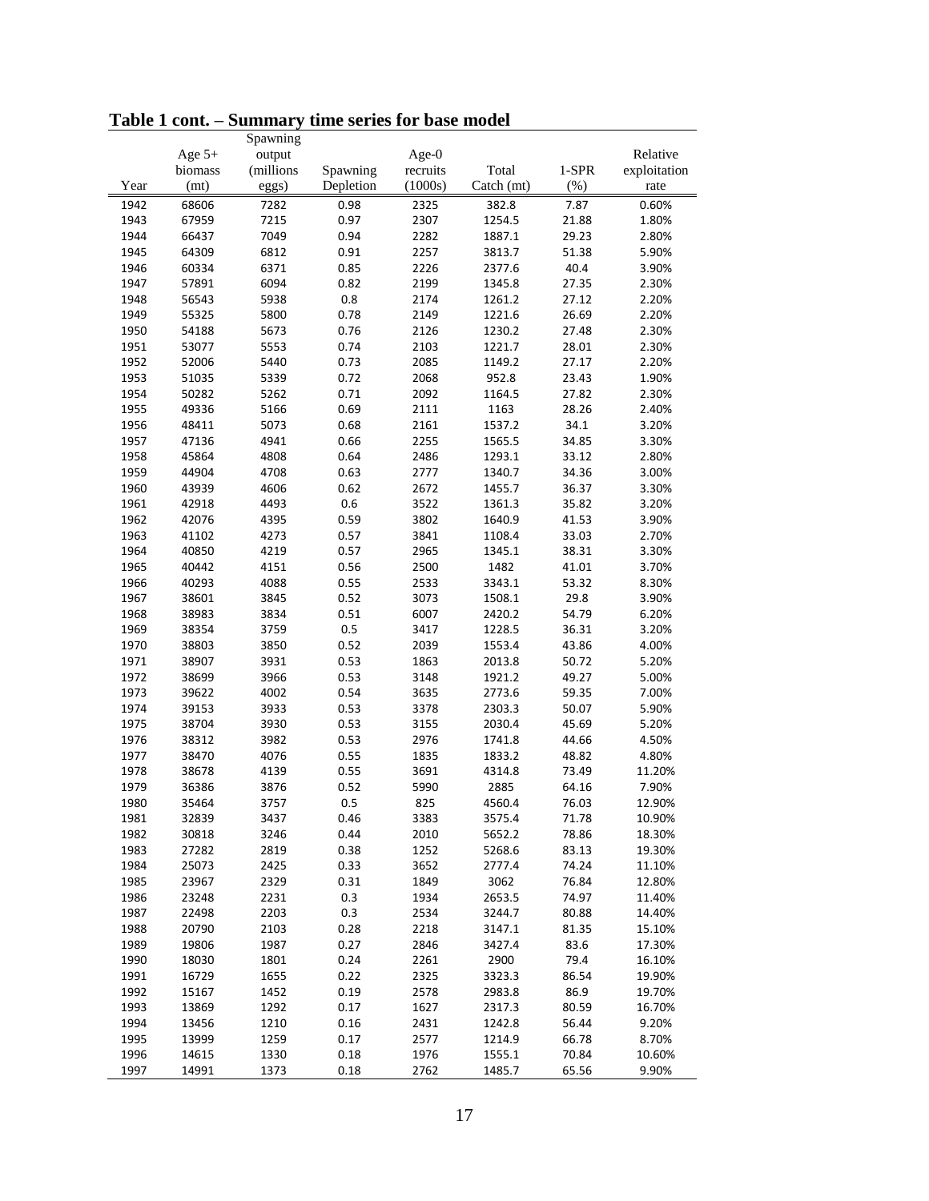**Table 1 cont. – Summary time series for base model**

| Year | Age 5+ biomass (mt) | Spawning output (millions eggs) | Spawning Depletion | Age-0 recruits (1000s) | Total Catch (mt) | 1-SPR (%) | Relative exploitation rate |
|---|---|---|---|---|---|---|---|
| 1942 | 68606 | 7282 | 0.98 | 2325 | 382.8 | 7.87 | 0.60% |
| 1943 | 67959 | 7215 | 0.97 | 2307 | 1254.5 | 21.88 | 1.80% |
| 1944 | 66437 | 7049 | 0.94 | 2282 | 1887.1 | 29.23 | 2.80% |
| 1945 | 64309 | 6812 | 0.91 | 2257 | 3813.7 | 51.38 | 5.90% |
| 1946 | 60334 | 6371 | 0.85 | 2226 | 2377.6 | 40.4 | 3.90% |
| 1947 | 57891 | 6094 | 0.82 | 2199 | 1345.8 | 27.35 | 2.30% |
| 1948 | 56543 | 5938 | 0.8 | 2174 | 1261.2 | 27.12 | 2.20% |
| 1949 | 55325 | 5800 | 0.78 | 2149 | 1221.6 | 26.69 | 2.20% |
| 1950 | 54188 | 5673 | 0.76 | 2126 | 1230.2 | 27.48 | 2.30% |
| 1951 | 53077 | 5553 | 0.74 | 2103 | 1221.7 | 28.01 | 2.30% |
| 1952 | 52006 | 5440 | 0.73 | 2085 | 1149.2 | 27.17 | 2.20% |
| 1953 | 51035 | 5339 | 0.72 | 2068 | 952.8 | 23.43 | 1.90% |
| 1954 | 50282 | 5262 | 0.71 | 2092 | 1164.5 | 27.82 | 2.30% |
| 1955 | 49336 | 5166 | 0.69 | 2111 | 1163 | 28.26 | 2.40% |
| 1956 | 48411 | 5073 | 0.68 | 2161 | 1537.2 | 34.1 | 3.20% |
| 1957 | 47136 | 4941 | 0.66 | 2255 | 1565.5 | 34.85 | 3.30% |
| 1958 | 45864 | 4808 | 0.64 | 2486 | 1293.1 | 33.12 | 2.80% |
| 1959 | 44904 | 4708 | 0.63 | 2777 | 1340.7 | 34.36 | 3.00% |
| 1960 | 43939 | 4606 | 0.62 | 2672 | 1455.7 | 36.37 | 3.30% |
| 1961 | 42918 | 4493 | 0.6 | 3522 | 1361.3 | 35.82 | 3.20% |
| 1962 | 42076 | 4395 | 0.59 | 3802 | 1640.9 | 41.53 | 3.90% |
| 1963 | 41102 | 4273 | 0.57 | 3841 | 1108.4 | 33.03 | 2.70% |
| 1964 | 40850 | 4219 | 0.57 | 2965 | 1345.1 | 38.31 | 3.30% |
| 1965 | 40442 | 4151 | 0.56 | 2500 | 1482 | 41.01 | 3.70% |
| 1966 | 40293 | 4088 | 0.55 | 2533 | 3343.1 | 53.32 | 8.30% |
| 1967 | 38601 | 3845 | 0.52 | 3073 | 1508.1 | 29.8 | 3.90% |
| 1968 | 38983 | 3834 | 0.51 | 6007 | 2420.2 | 54.79 | 6.20% |
| 1969 | 38354 | 3759 | 0.5 | 3417 | 1228.5 | 36.31 | 3.20% |
| 1970 | 38803 | 3850 | 0.52 | 2039 | 1553.4 | 43.86 | 4.00% |
| 1971 | 38907 | 3931 | 0.53 | 1863 | 2013.8 | 50.72 | 5.20% |
| 1972 | 38699 | 3966 | 0.53 | 3148 | 1921.2 | 49.27 | 5.00% |
| 1973 | 39622 | 4002 | 0.54 | 3635 | 2773.6 | 59.35 | 7.00% |
| 1974 | 39153 | 3933 | 0.53 | 3378 | 2303.3 | 50.07 | 5.90% |
| 1975 | 38704 | 3930 | 0.53 | 3155 | 2030.4 | 45.69 | 5.20% |
| 1976 | 38312 | 3982 | 0.53 | 2976 | 1741.8 | 44.66 | 4.50% |
| 1977 | 38470 | 4076 | 0.55 | 1835 | 1833.2 | 48.82 | 4.80% |
| 1978 | 38678 | 4139 | 0.55 | 3691 | 4314.8 | 73.49 | 11.20% |
| 1979 | 36386 | 3876 | 0.52 | 5990 | 2885 | 64.16 | 7.90% |
| 1980 | 35464 | 3757 | 0.5 | 825 | 4560.4 | 76.03 | 12.90% |
| 1981 | 32839 | 3437 | 0.46 | 3383 | 3575.4 | 71.78 | 10.90% |
| 1982 | 30818 | 3246 | 0.44 | 2010 | 5652.2 | 78.86 | 18.30% |
| 1983 | 27282 | 2819 | 0.38 | 1252 | 5268.6 | 83.13 | 19.30% |
| 1984 | 25073 | 2425 | 0.33 | 3652 | 2777.4 | 74.24 | 11.10% |
| 1985 | 23967 | 2329 | 0.31 | 1849 | 3062 | 76.84 | 12.80% |
| 1986 | 23248 | 2231 | 0.3 | 1934 | 2653.5 | 74.97 | 11.40% |
| 1987 | 22498 | 2203 | 0.3 | 2534 | 3244.7 | 80.88 | 14.40% |
| 1988 | 20790 | 2103 | 0.28 | 2218 | 3147.1 | 81.35 | 15.10% |
| 1989 | 19806 | 1987 | 0.27 | 2846 | 3427.4 | 83.6 | 17.30% |
| 1990 | 18030 | 1801 | 0.24 | 2261 | 2900 | 79.4 | 16.10% |
| 1991 | 16729 | 1655 | 0.22 | 2325 | 3323.3 | 86.54 | 19.90% |
| 1992 | 15167 | 1452 | 0.19 | 2578 | 2983.8 | 86.9 | 19.70% |
| 1993 | 13869 | 1292 | 0.17 | 1627 | 2317.3 | 80.59 | 16.70% |
| 1994 | 13456 | 1210 | 0.16 | 2431 | 1242.8 | 56.44 | 9.20% |
| 1995 | 13999 | 1259 | 0.17 | 2577 | 1214.9 | 66.78 | 8.70% |
| 1996 | 14615 | 1330 | 0.18 | 1976 | 1555.1 | 70.84 | 10.60% |
| 1997 | 14991 | 1373 | 0.18 | 2762 | 1485.7 | 65.56 | 9.90% |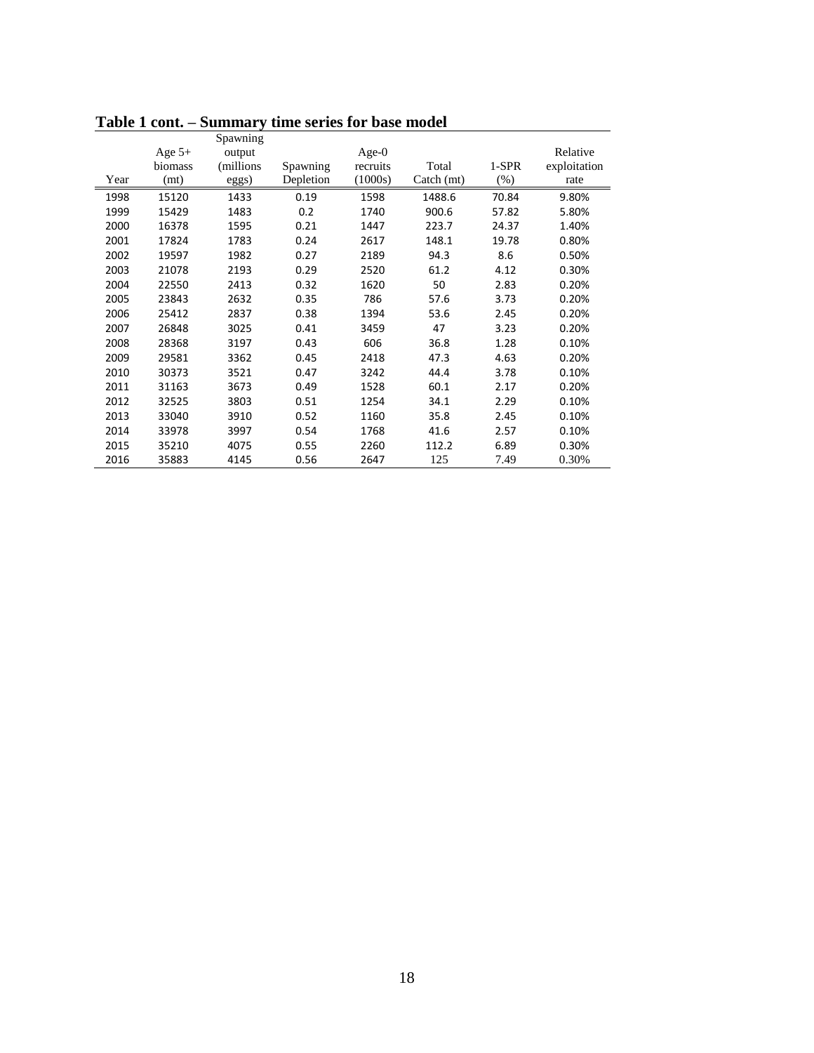**Table 1 cont. – Summary time series for base model**

| Year | Age 5+ biomass (mt) | Spawning output (millions eggs) | Spawning Depletion | Age-0 recruits (1000s) | Total Catch (mt) | 1-SPR (%) | Relative exploitation rate |
|---|---|---|---|---|---|---|---|
| 1998 | 15120 | 1433 | 0.19 | 1598 | 1488.6 | 70.84 | 9.80% |
| 1999 | 15429 | 1483 | 0.2 | 1740 | 900.6 | 57.82 | 5.80% |
| 2000 | 16378 | 1595 | 0.21 | 1447 | 223.7 | 24.37 | 1.40% |
| 2001 | 17824 | 1783 | 0.24 | 2617 | 148.1 | 19.78 | 0.80% |
| 2002 | 19597 | 1982 | 0.27 | 2189 | 94.3 | 8.6 | 0.50% |
| 2003 | 21078 | 2193 | 0.29 | 2520 | 61.2 | 4.12 | 0.30% |
| 2004 | 22550 | 2413 | 0.32 | 1620 | 50 | 2.83 | 0.20% |
| 2005 | 23843 | 2632 | 0.35 | 786 | 57.6 | 3.73 | 0.20% |
| 2006 | 25412 | 2837 | 0.38 | 1394 | 53.6 | 2.45 | 0.20% |
| 2007 | 26848 | 3025 | 0.41 | 3459 | 47 | 3.23 | 0.20% |
| 2008 | 28368 | 3197 | 0.43 | 606 | 36.8 | 1.28 | 0.10% |
| 2009 | 29581 | 3362 | 0.45 | 2418 | 47.3 | 4.63 | 0.20% |
| 2010 | 30373 | 3521 | 0.47 | 3242 | 44.4 | 3.78 | 0.10% |
| 2011 | 31163 | 3673 | 0.49 | 1528 | 60.1 | 2.17 | 0.20% |
| 2012 | 32525 | 3803 | 0.51 | 1254 | 34.1 | 2.29 | 0.10% |
| 2013 | 33040 | 3910 | 0.52 | 1160 | 35.8 | 2.45 | 0.10% |
| 2014 | 33978 | 3997 | 0.54 | 1768 | 41.6 | 2.57 | 0.10% |
| 2015 | 35210 | 4075 | 0.55 | 2260 | 112.2 | 6.89 | 0.30% |
| 2016 | 35883 | 4145 | 0.56 | 2647 | 125 | 7.49 | 0.30% |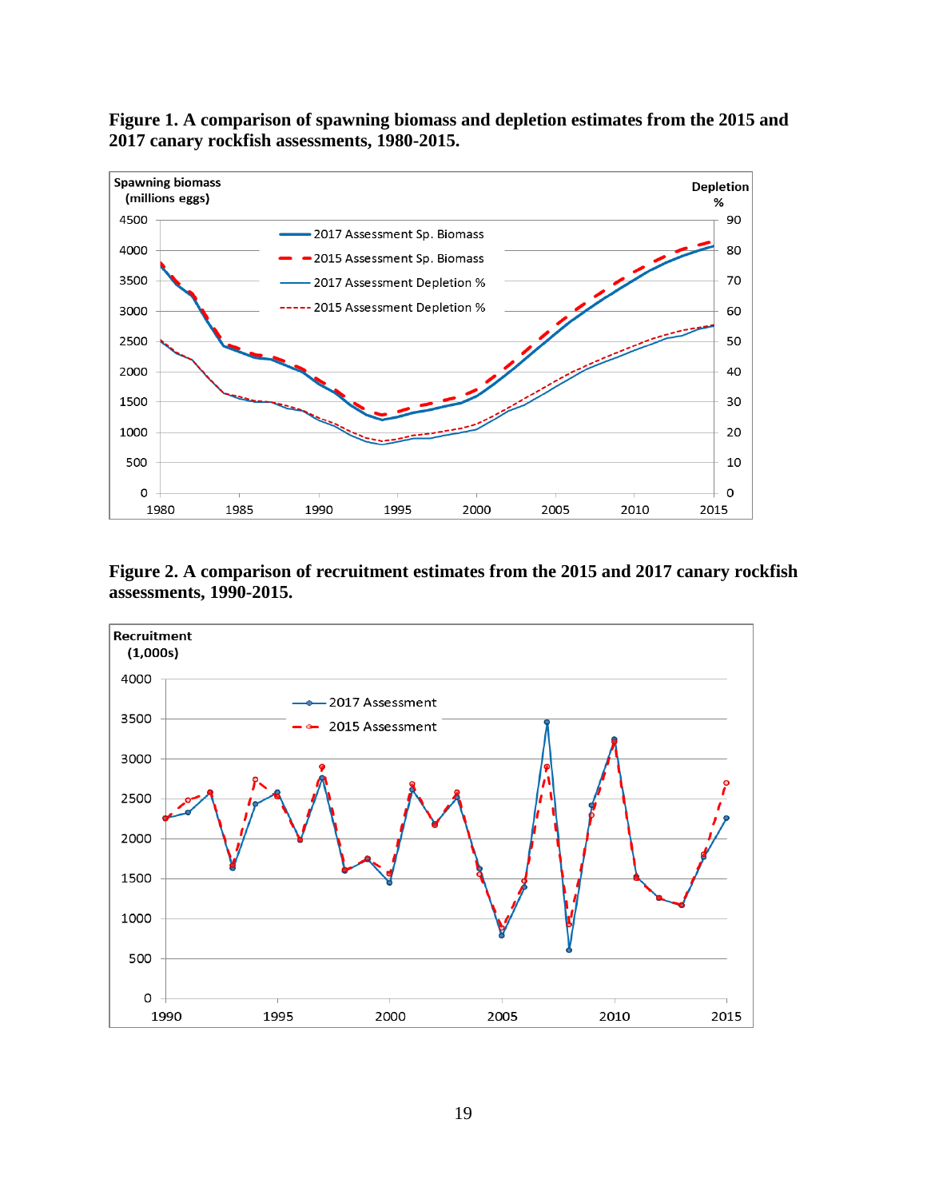**Figure 1. A comparison of spawning biomass and depletion estimates from the 2015 and 2017 canary rockfish assessments, 1980-2015.**

Spawning biomass (millions eggs)

Depletion %

4500
4000
3500
3000
2500
2000
1500
1000
500
0

90
80
70
60
50
40
30
20
10
0

1980 1985 1990 1995 2000 2005 2010 2015

2017 Assessment Sp. Biomass
2015 Assessment Sp. Biomass
2017 Assessment Depletion %
2015 Assessment Depletion %

**Figure 2. A comparison of recruitment estimates from the 2015 and 2017 canary rockfish assessments, 1990-2015.**

Recruitment (1,000s)

4000
3500
3000
2500
2000
1500
1000
500
0

1990 1995 2000 2005 2010 2015

2017 Assessment
2015 Assessment